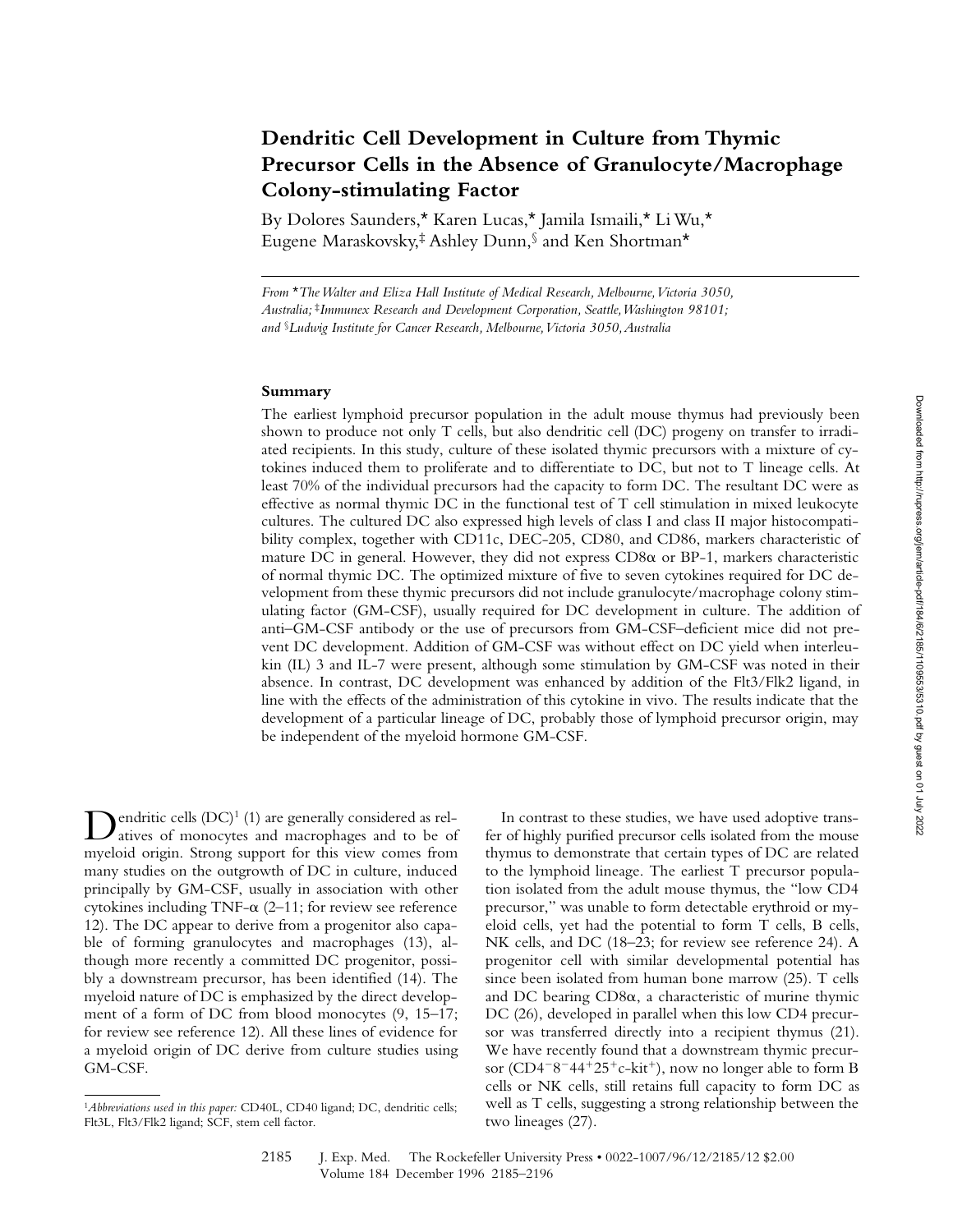# Dendritic Cell Development in Culture from Thymic Precursor Cells in the Absence of Granulocyte/Macrophage Colony-stimulating Factor

By Dolores Saunders,* Karen Lucas,* Jamila Ismaili,* Li Wu,* Eugene Maraskovsky,‡ Ashley Dunn,§ and Ken Shortman*

*From \*The Walter and Eliza Hall Institute of Medical Research, Melbourne, Victoria 3050, Australia; ‡Immunex Research and Development Corporation, Seattle, Washington 98101; and §Ludwig Institute for Cancer Research, Melbourne, Victoria 3050, Australia*

## Summary

The earliest lymphoid precursor population in the adult mouse thymus had previously been shown to produce not only T cells, but also dendritic cell (DC) progeny on transfer to irradiated recipients. In this study, culture of these isolated thymic precursors with a mixture of cytokines induced them to proliferate and to differentiate to DC, but not to T lineage cells. At least 70% of the individual precursors had the capacity to form DC. The resultant DC were as effective as normal thymic DC in the functional test of T cell stimulation in mixed leukocyte cultures. The cultured DC also expressed high levels of class I and class II major histocompatibility complex, together with CD11c, DEC-205, CD80, and CD86, markers characteristic of mature DC in general. However, they did not express CD8α or BP-1, markers characteristic of normal thymic DC. The optimized mixture of five to seven cytokines required for DC development from these thymic precursors did not include granulocyte/macrophage colony stimulating factor (GM-CSF), usually required for DC development in culture. The addition of anti–GM-CSF antibody or the use of precursors from GM-CSF–deficient mice did not prevent DC development. Addition of GM-CSF was without effect on DC yield when interleukin (IL) 3 and IL-7 were present, although some stimulation by GM-CSF was noted in their absence. In contrast, DC development was enhanced by addition of the Flt3/Flk2 ligand, in line with the effects of the administration of this cytokine in vivo. The results indicate that the development of a particular lineage of DC, probably those of lymphoid precursor origin, may be independent of the myeloid hormone GM-CSF.

Dendritic cells (DC)[1] (1) are generally considered as relatives of monocytes and macrophages and to be of myeloid origin. Strong support for this view comes from many studies on the outgrowth of DC in culture, induced principally by GM-CSF, usually in association with other cytokines including TNF-α (2–11; for review see reference 12). The DC appear to derive from a progenitor also capable of forming granulocytes and macrophages (13), although more recently a committed DC progenitor, possibly a downstream precursor, has been identified (14). The myeloid nature of DC is emphasized by the direct development of a form of DC from blood monocytes (9, 15–17; for review see reference 12). All these lines of evidence for a myeloid origin of DC derive from culture studies using GM-CSF.

In contrast to these studies, we have used adoptive transfer of highly purified precursor cells isolated from the mouse thymus to demonstrate that certain types of DC are related to the lymphoid lineage. The earliest T precursor population isolated from the adult mouse thymus, the "low CD4 precursor," was unable to form detectable erythroid or myeloid cells, yet had the potential to form T cells, B cells, NK cells, and DC (18–23; for review see reference 24). A progenitor cell with similar developmental potential has since been isolated from human bone marrow (25). T cells and DC bearing CD8α, a characteristic of murine thymic DC (26), developed in parallel when this low CD4 precursor was transferred directly into a recipient thymus (21). We have recently found that a downstream thymic precursor ($CD4^-8^-44^+25^+c\text{-}kit^+$), now no longer able to form B cells or NK cells, still retains full capacity to form DC as well as T cells, suggesting a strong relationship between the two lineages (27).

[1] *Abbreviations used in this paper:* CD40L, CD40 ligand; DC, dendritic cells; Flt3L, Flt3/Flk2 ligand; SCF, stem cell factor.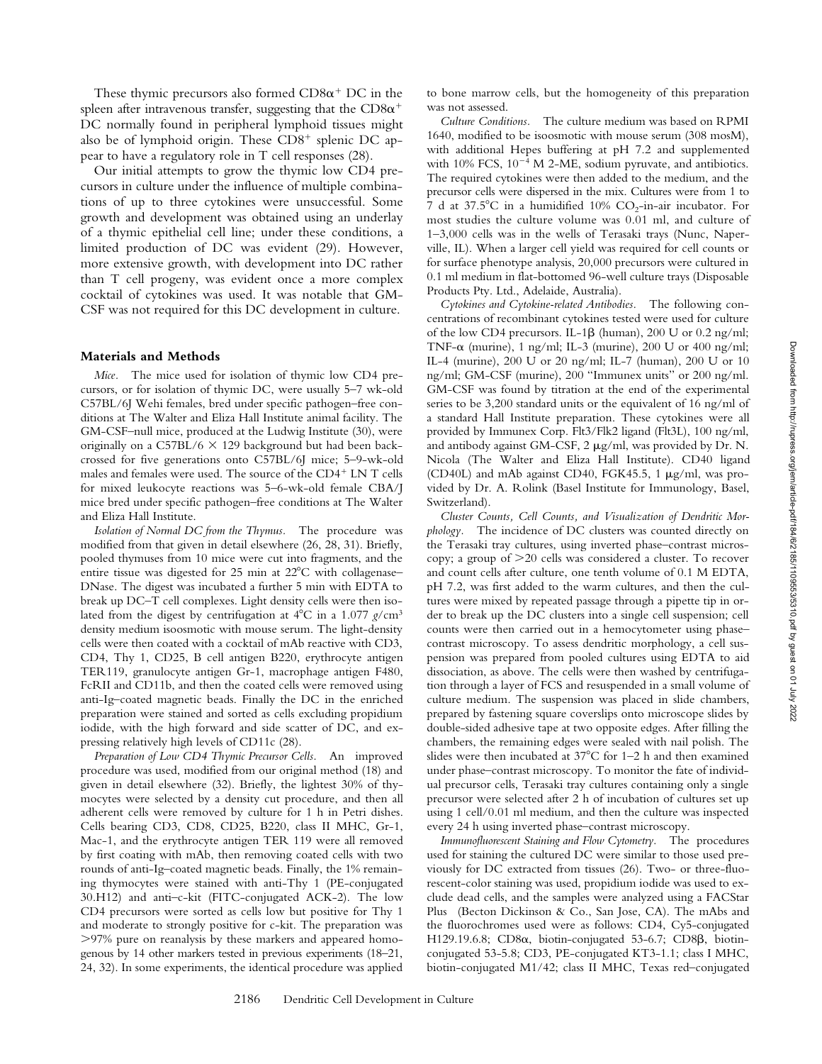These thymic precursors also formed $CD8\alpha^+$ DC in the spleen after intravenous transfer, suggesting that the $CD8\alpha^+$ DC normally found in peripheral lymphoid tissues might also be of lymphoid origin. These $CD8^+$ splenic DC appear to have a regulatory role in T cell responses (28).

Our initial attempts to grow the thymic low CD4 precursors in culture under the influence of multiple combinations of up to three cytokines were unsuccessful. Some growth and development was obtained using an underlay of a thymic epithelial cell line; under these conditions, a limited production of DC was evident (29). However, more extensive growth, with development into DC rather than T cell progeny, was evident once a more complex cocktail of cytokines was used. It was notable that GM-CSF was not required for this DC development in culture.

## Materials and Methods

*Mice.* The mice used for isolation of thymic low CD4 precursors, or for isolation of thymic DC, were usually 5–7 wk-old C57BL/6J Wehi females, bred under specific pathogen–free conditions at The Walter and Eliza Hall Institute animal facility. The GM-CSF–null mice, produced at the Ludwig Institute (30), were originally on a C57BL/6 × 129 background but had been backcrossed for five generations onto C57BL/6J mice; 5–9-wk-old males and females were used. The source of the $CD4^+$ LN T cells for mixed leukocyte reactions was 5–6-wk-old female CBA/J mice bred under specific pathogen–free conditions at The Walter and Eliza Hall Institute.

*Isolation of Normal DC from the Thymus.* The procedure was modified from that given in detail elsewhere (26, 28, 31). Briefly, pooled thymuses from 10 mice were cut into fragments, and the entire tissue was digested for 25 min at 22°C with collagenase–DNase. The digest was incubated a further 5 min with EDTA to break up DC–T cell complexes. Light density cells were then isolated from the digest by centrifugation at 4°C in a 1.077 $g/cm^3$ density medium isoosmotic with mouse serum. The light-density cells were then coated with a cocktail of mAb reactive with CD3, CD4, Thy 1, CD25, B cell antigen B220, erythrocyte antigen TER119, granulocyte antigen Gr-1, macrophage antigen F480, FcRII and CD11b, and then the coated cells were removed using anti-Ig–coated magnetic beads. Finally the DC in the enriched preparation were stained and sorted as cells excluding propidium iodide, with the high forward and side scatter of DC, and expressing relatively high levels of CD11c (28).

*Preparation of Low CD4 Thymic Precursor Cells.* An improved procedure was used, modified from our original method (18) and given in detail elsewhere (32). Briefly, the lightest 30% of thymocytes were selected by a density cut procedure, and then all adherent cells were removed by culture for 1 h in Petri dishes. Cells bearing CD3, CD8, CD25, B220, class II MHC, Gr-1, Mac-1, and the erythrocyte antigen TER 119 were all removed by first coating with mAb, then removing coated cells with two rounds of anti-Ig–coated magnetic beads. Finally, the 1% remaining thymocytes were stained with anti-Thy 1 (PE-conjugated 30.H12) and anti–c-kit (FITC-conjugated ACK-2). The low CD4 precursors were sorted as cells low but positive for Thy 1 and moderate to strongly positive for c-kit. The preparation was >97% pure on reanalysis by these markers and appeared homogenous by 14 other markers tested in previous experiments (18–21, 24, 32). In some experiments, the identical procedure was applied to bone marrow cells, but the homogeneity of this preparation was not assessed.

*Culture Conditions.* The culture medium was based on RPMI 1640, modified to be isoosmotic with mouse serum (308 mosM), with additional Hepes buffering at pH 7.2 and supplemented with 10% FCS, $10^{-4}$ M 2-ME, sodium pyruvate, and antibiotics. The required cytokines were then added to the medium, and the precursor cells were dispersed in the mix. Cultures were from 1 to 7 d at 37.5°C in a humidified 10% $CO_2$-in-air incubator. For most studies the culture volume was 0.01 ml, and culture of 1–3,000 cells was in the wells of Terasaki trays (Nunc, Naperville, IL). When a larger cell yield was required for cell counts or for surface phenotype analysis, 20,000 precursors were cultured in 0.1 ml medium in flat-bottomed 96-well culture trays (Disposable Products Pty. Ltd., Adelaide, Australia).

*Cytokines and Cytokine-related Antibodies.* The following concentrations of recombinant cytokines tested were used for culture of the low CD4 precursors. IL-1β (human), 200 U or 0.2 ng/ml; TNF-α (murine), 1 ng/ml; IL-3 (murine), 200 U or 400 ng/ml; IL-4 (murine), 200 U or 20 ng/ml; IL-7 (human), 200 U or 10 ng/ml; GM-CSF (murine), 200 "Immunex units" or 200 ng/ml. GM-CSF was found by titration at the end of the experimental series to be 3,200 standard units or the equivalent of 16 ng/ml of a standard Hall Institute preparation. These cytokines were all provided by Immunex Corp. Flt3/Flk2 ligand (Flt3L), 100 ng/ml, and antibody against GM-CSF, 2 μg/ml, was provided by Dr. N. Nicola (The Walter and Eliza Hall Institute). CD40 ligand (CD40L) and mAb against CD40, FGK45.5, 1 μg/ml, was provided by Dr. A. Rolink (Basel Institute for Immunology, Basel, Switzerland).

*Cluster Counts, Cell Counts, and Visualization of Dendritic Morphology.* The incidence of DC clusters was counted directly on the Terasaki tray cultures, using inverted phase–contrast microscopy; a group of >20 cells was considered a cluster. To recover and count cells after culture, one tenth volume of 0.1 M EDTA, pH 7.2, was first added to the warm cultures, and then the cultures were mixed by repeated passage through a pipette tip in order to break up the DC clusters into a single cell suspension; cell counts were then carried out in a hemocytometer using phase–contrast microscopy. To assess dendritic morphology, a cell suspension was prepared from pooled cultures using EDTA to aid dissociation, as above. The cells were then washed by centrifugation through a layer of FCS and resuspended in a small volume of culture medium. The suspension was placed in slide chambers, prepared by fastening square coverslips onto microscope slides by double-sided adhesive tape at two opposite edges. After filling the chambers, the remaining edges were sealed with nail polish. The slides were then incubated at 37°C for 1–2 h and then examined under phase–contrast microscopy. To monitor the fate of individual precursor cells, Terasaki tray cultures containing only a single precursor were selected after 2 h of incubation of cultures set up using 1 cell/0.01 ml medium, and then the culture was inspected every 24 h using inverted phase–contrast microscopy.

*Immunofluorescent Staining and Flow Cytometry.* The procedures used for staining the cultured DC were similar to those used previously for DC extracted from tissues (26). Two- or three-fluorescent-color staining was used, propidium iodide was used to exclude dead cells, and the samples were analyzed using a FACStar Plus (Becton Dickinson & Co., San Jose, CA). The mAbs and the fluorochromes used were as follows: CD4, Cy5-conjugated H129.19.6.8; CD8α, biotin-conjugated 53-6.7; CD8β, biotin-conjugated 53-5.8; CD3, PE-conjugated KT3-1.1; class I MHC, biotin-conjugated M1/42; class II MHC, Texas red–conjugated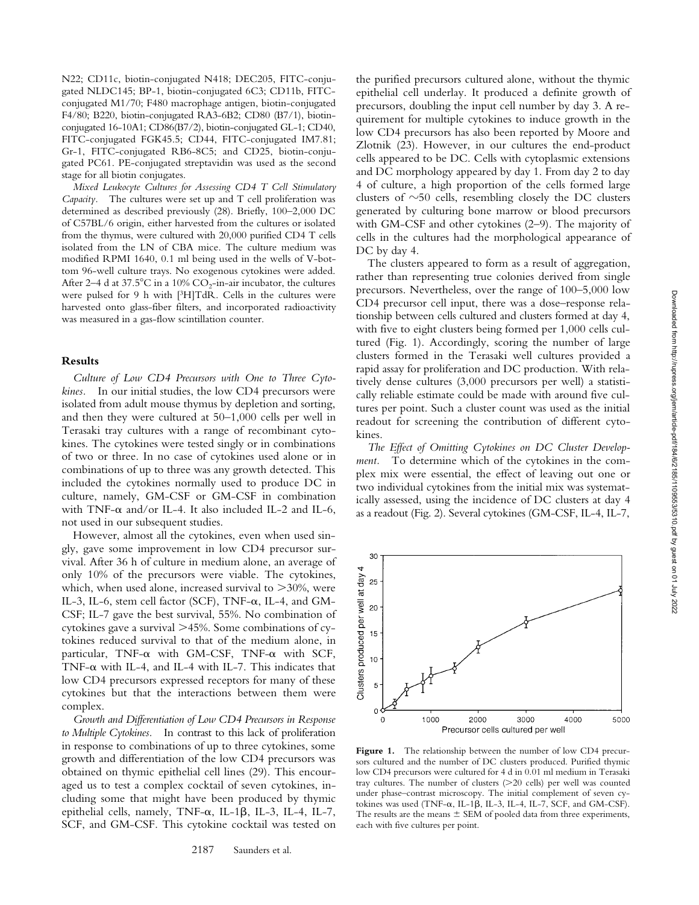N22; CD11c, biotin-conjugated N418; DEC205, FITC-conjugated NLDC145; BP-1, biotin-conjugated 6C3; CD11b, FITC-conjugated M1/70; F480 macrophage antigen, biotin-conjugated F4/80; B220, biotin-conjugated RA3-6B2; CD80 (B7/1), biotin-conjugated 16-10A1; CD86(B7/2), biotin-conjugated GL-1; CD40, FITC-conjugated FGK45.5; CD44, FITC-conjugated IM7.81; Gr-1, FITC-conjugated RB6-8C5; and CD25, biotin-conjugated PC61. PE-conjugated streptavidin was used as the second stage for all biotin conjugates.

*Mixed Leukocyte Cultures for Assessing CD4 T Cell Stimulatory Capacity.* The cultures were set up and T cell proliferation was determined as described previously (28). Briefly, 100–2,000 DC of C57BL/6 origin, either harvested from the cultures or isolated from the thymus, were cultured with 20,000 purified CD4 T cells isolated from the LN of CBA mice. The culture medium was modified RPMI 1640, 0.1 ml being used in the wells of V-bottom 96-well culture trays. No exogenous cytokines were added. After 2–4 d at 37.5°C in a 10% $CO_2$-in-air incubator, the cultures were pulsed for 9 h with [$^3$H]TdR. Cells in the cultures were harvested onto glass-fiber filters, and incorporated radioactivity was measured in a gas-flow scintillation counter.

## Results

*Culture of Low CD4 Precursors with One to Three Cytokines.* In our initial studies, the low CD4 precursors were isolated from adult mouse thymus by depletion and sorting, and then they were cultured at 50–1,000 cells per well in Terasaki tray cultures with a range of recombinant cytokines. The cytokines were tested singly or in combinations of two or three. In no case of cytokines used alone or in combinations of up to three was any growth detected. This included the cytokines normally used to produce DC in culture, namely, GM-CSF or GM-CSF in combination with TNF-α and/or IL-4. It also included IL-2 and IL-6, not used in our subsequent studies.

However, almost all the cytokines, even when used singly, gave some improvement in low CD4 precursor survival. After 36 h of culture in medium alone, an average of only 10% of the precursors were viable. The cytokines, which, when used alone, increased survival to >30%, were IL-3, IL-6, stem cell factor (SCF), TNF-α, IL-4, and GM-CSF; IL-7 gave the best survival, 55%. No combination of cytokines gave a survival >45%. Some combinations of cytokines reduced survival to that of the medium alone, in particular, TNF-α with GM-CSF, TNF-α with SCF, TNF-α with IL-4, and IL-4 with IL-7. This indicates that low CD4 precursors expressed receptors for many of these cytokines but that the interactions between them were complex.

*Growth and Differentiation of Low CD4 Precursors in Response to Multiple Cytokines.* In contrast to this lack of proliferation in response to combinations of up to three cytokines, some growth and differentiation of the low CD4 precursors was obtained on thymic epithelial cell lines (29). This encouraged us to test a complex cocktail of seven cytokines, including some that might have been produced by thymic epithelial cells, namely, TNF-α, IL-1β, IL-3, IL-4, IL-7, SCF, and GM-CSF. This cytokine cocktail was tested on the purified precursors cultured alone, without the thymic epithelial cell underlay. It produced a definite growth of precursors, doubling the input cell number by day 3. A requirement for multiple cytokines to induce growth in the low CD4 precursors has also been reported by Moore and Zlotnik (23). However, in our cultures the end-product cells appeared to be DC. Cells with cytoplasmic extensions and DC morphology appeared by day 1. From day 2 to day 4 of culture, a high proportion of the cells formed large clusters of ~50 cells, resembling closely the DC clusters generated by culturing bone marrow or blood precursors with GM-CSF and other cytokines (2–9). The majority of cells in the cultures had the morphological appearance of DC by day 4.

The clusters appeared to form as a result of aggregation, rather than representing true colonies derived from single precursors. Nevertheless, over the range of 100–5,000 low CD4 precursor cell input, there was a dose–response relationship between cells cultured and clusters formed at day 4, with five to eight clusters being formed per 1,000 cells cultured (Fig. 1). Accordingly, scoring the number of large clusters formed in the Terasaki well cultures provided a rapid assay for proliferation and DC production. With relatively dense cultures (3,000 precursors per well) a statistically reliable estimate could be made with around five cultures per point. Such a cluster count was used as the initial readout for screening the contribution of different cytokines.

*The Effect of Omitting Cytokines on DC Cluster Development.* To determine which of the cytokines in the complex mix were essential, the effect of leaving out one or two individual cytokines from the initial mix was systematically assessed, using the incidence of DC clusters at day 4 as a readout (Fig. 2). Several cytokines (GM-CSF, IL-4, IL-7,

**Figure 1.** The relationship between the number of low CD4 precursors cultured and the number of DC clusters produced. Purified thymic low CD4 precursors were cultured for 4 d in 0.01 ml medium in Terasaki tray cultures. The number of clusters (>20 cells) per well was counted under phase–contrast microscopy. The initial complement of seven cytokines was used (TNF-α, IL-1β, IL-3, IL-4, IL-7, SCF, and GM-CSF). The results are the means ± SEM of pooled data from three experiments, each with five cultures per point.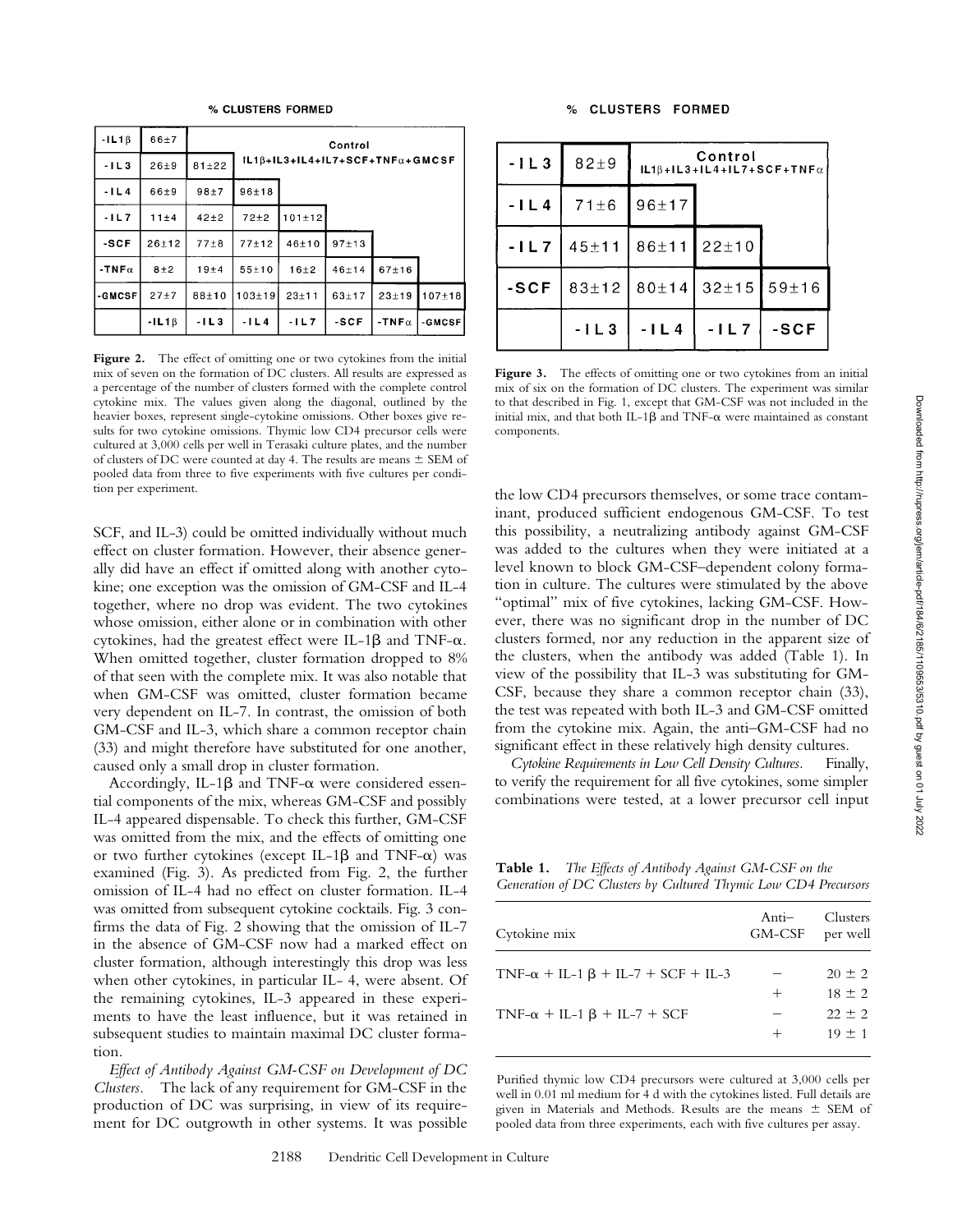% CLUSTERS FORMED

| -IL1β | 66±7 | Control IL1β+IL3+IL4+IL7+SCF+TNFα+GMCSF | | | | | |
|---|---|---|---|---|---|---|---|
| -IL3 | 26±9 | 81±22 | | | | | |
| -IL4 | 66±9 | 98±7 | 96±18 | | | | |
| -IL7 | 11±4 | 42±2 | 72±2 | 101±12 | | | |
| -SCF | 26±12 | 77±8 | 77±12 | 46±10 | 97±13 | | |
| -TNFα | 8±2 | 19±4 | 55±10 | 16±2 | 46±14 | 67±16 | |
| -GMCSF | 27±7 | 88±10 | 103±19 | 23±11 | 63±17 | 23±19 | 107±18 |
| | -IL1β | -IL3 | -IL4 | -IL7 | -SCF | -TNFα | -GMCSF |

**Figure 2.** The effect of omitting one or two cytokines from the initial mix of seven on the formation of DC clusters. All results are expressed as a percentage of the number of clusters formed with the complete control cytokine mix. The values given along the diagonal, outlined by the heavier boxes, represent single-cytokine omissions. Other boxes give results for two cytokine omissions. Thymic low CD4 precursor cells were cultured at 3,000 cells per well in Terasaki culture plates, and the number of clusters of DC were counted at day 4. The results are means ± SEM of pooled data from three to five experiments with five cultures per condition per experiment.

% CLUSTERS FORMED

| -IL3 | 82±9 | Control IL1β+IL3+IL4+IL7+SCF+TNFα | | |
|---|---|---|---|---|
| -IL4 | 71±6 | 96±17 | | |
| -IL7 | 45±11 | 86±11 | 22±10 | |
| -SCF | 83±12 | 80±14 | 32±15 | 59±16 |
| | -IL3 | -IL4 | -IL7 | -SCF |

**Figure 3.** The effects of omitting one or two cytokines from an initial mix of six on the formation of DC clusters. The experiment was similar to that described in Fig. 1, except that GM-CSF was not included in the initial mix, and that both IL-1β and TNF-α were maintained as constant components.

SCF, and IL-3) could be omitted individually without much effect on cluster formation. However, their absence generally did have an effect if omitted along with another cytokine; one exception was the omission of GM-CSF and IL-4 together, where no drop was evident. The two cytokines whose omission, either alone or in combination with other cytokines, had the greatest effect were IL-1β and TNF-α. When omitted together, cluster formation dropped to 8% of that seen with the complete mix. It was also notable that when GM-CSF was omitted, cluster formation became very dependent on IL-7. In contrast, the omission of both GM-CSF and IL-3, which share a common receptor chain (33) and might therefore have substituted for one another, caused only a small drop in cluster formation.

Accordingly, IL-1β and TNF-α were considered essential components of the mix, whereas GM-CSF and possibly IL-4 appeared dispensable. To check this further, GM-CSF was omitted from the mix, and the effects of omitting one or two further cytokines (except IL-1β and TNF-α) was examined (Fig. 3). As predicted from Fig. 2, the further omission of IL-4 had no effect on cluster formation. IL-4 was omitted from subsequent cytokine cocktails. Fig. 3 confirms the data of Fig. 2 showing that the omission of IL-7 in the absence of GM-CSF now had a marked effect on cluster formation, although interestingly this drop was less when other cytokines, in particular IL- 4, were absent. Of the remaining cytokines, IL-3 appeared in these experiments to have the least influence, but it was retained in subsequent studies to maintain maximal DC cluster formation.

*Effect of Antibody Against GM-CSF on Development of DC Clusters.* The lack of any requirement for GM-CSF in the production of DC was surprising, in view of its requirement for DC outgrowth in other systems. It was possible the low CD4 precursors themselves, or some trace contaminant, produced sufficient endogenous GM-CSF. To test this possibility, a neutralizing antibody against GM-CSF was added to the cultures when they were initiated at a level known to block GM-CSF–dependent colony formation in culture. The cultures were stimulated by the above "optimal" mix of five cytokines, lacking GM-CSF. However, there was no significant drop in the number of DC clusters formed, nor any reduction in the apparent size of the clusters, when the antibody was added (Table 1). In view of the possibility that IL-3 was substituting for GM-CSF, because they share a common receptor chain (33), the test was repeated with both IL-3 and GM-CSF omitted from the cytokine mix. Again, the anti–GM-CSF had no significant effect in these relatively high density cultures.

*Cytokine Requirements in Low Cell Density Cultures.* Finally, to verify the requirement for all five cytokines, some simpler combinations were tested, at a lower precursor cell input

**Table 1.** *The Effects of Antibody Against GM-CSF on the Generation of DC Clusters by Cultured Thymic Low CD4 Precursors*

| Cytokine mix | Anti–GM-CSF | Clusters per well |
|---|---|---|
| TNF-α + IL-1 β + IL-7 + SCF + IL-3 | − | 20 ± 2 |
| | + | 18 ± 2 |
| TNF-α + IL-1 β + IL-7 + SCF | − | 22 ± 2 |
| | + | 19 ± 1 |

Purified thymic low CD4 precursors were cultured at 3,000 cells per well in 0.01 ml medium for 4 d with the cytokines listed. Full details are given in Materials and Methods. Results are the means ± SEM of pooled data from three experiments, each with five cultures per assay.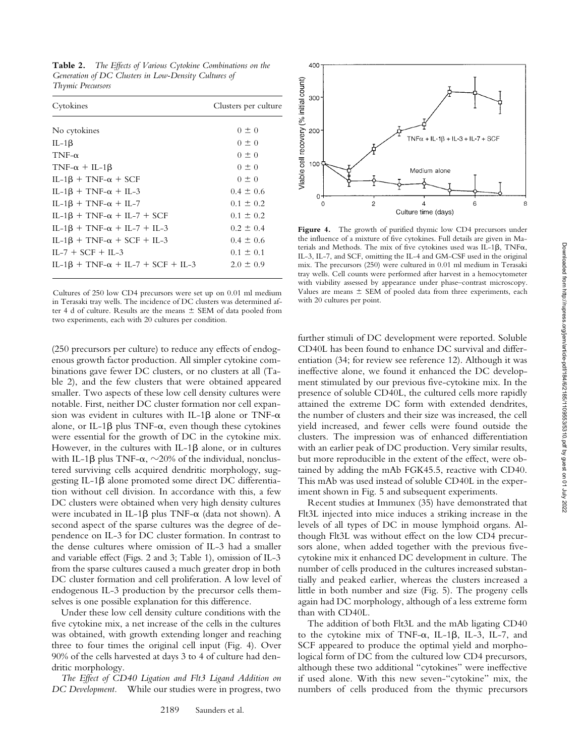**Table 2.** *The Effects of Various Cytokine Combinations on the Generation of DC Clusters in Low-Density Cultures of Thymic Precursors*

| Cytokines | Clusters per culture |
|---|---|
| No cytokines | 0 ± 0 |
| IL-1β | 0 ± 0 |
| TNF-α | 0 ± 0 |
| TNF-α + IL-1β | 0 ± 0 |
| IL-1β + TNF-α + SCF | 0 ± 0 |
| IL-1β + TNF-α + IL-3 | 0.4 ± 0.6 |
| IL-1β + TNF-α + IL-7 | 0.1 ± 0.2 |
| IL-1β + TNF-α + IL-7 + SCF | 0.1 ± 0.2 |
| IL-1β + TNF-α + IL-7 + IL-3 | 0.2 ± 0.4 |
| IL-1β + TNF-α + SCF + IL-3 | 0.4 ± 0.6 |
| IL-7 + SCF + IL-3 | 0.1 ± 0.1 |
| IL-1β + TNF-α + IL-7 + SCF + IL-3 | 2.0 ± 0.9 |

Cultures of 250 low CD4 precursors were set up on 0.01 ml medium in Terasaki tray wells. The incidence of DC clusters was determined after 4 d of culture. Results are the means ± SEM of data pooled from two experiments, each with 20 cultures per condition.

**Figure 4.** The growth of purified thymic low CD4 precursors under the influence of a mixture of five cytokines. Full details are given in Materials and Methods. The mix of five cytokines used was IL-1β, TNFα, IL-3, IL-7, and SCF, omitting the IL-4 and GM-CSF used in the original mix. The precursors (250) were cultured in 0.01 ml medium in Terasaki tray wells. Cell counts were performed after harvest in a hemocytometer with viability assessed by appearance under phase–contrast microscopy. Values are means ± SEM of pooled data from three experiments, each with 20 cultures per point.

(250 precursors per culture) to reduce any effects of endogenous growth factor production. All simpler cytokine combinations gave fewer DC clusters, or no clusters at all (Table 2), and the few clusters that were obtained appeared smaller. Two aspects of these low cell density cultures were notable. First, neither DC cluster formation nor cell expansion was evident in cultures with IL-1β alone or TNF-α alone, or IL-1β plus TNF-α, even though these cytokines were essential for the growth of DC in the cytokine mix. However, in the cultures with IL-1β alone, or in cultures with IL-1β plus TNF-α, ~20% of the individual, nonclustered surviving cells acquired dendritic morphology, suggesting IL-1β alone promoted some direct DC differentiation without cell division. In accordance with this, a few DC clusters were obtained when very high density cultures were incubated in IL-1β plus TNF-α (data not shown). A second aspect of the sparse cultures was the degree of dependence on IL-3 for DC cluster formation. In contrast to the dense cultures where omission of IL-3 had a smaller and variable effect (Figs. 2 and 3; Table 1), omission of IL-3 from the sparse cultures caused a much greater drop in both DC cluster formation and cell proliferation. A low level of endogenous IL-3 production by the precursor cells themselves is one possible explanation for this difference.

Under these low cell density culture conditions with the five cytokine mix, a net increase of the cells in the cultures was obtained, with growth extending longer and reaching three to four times the original cell input (Fig. 4). Over 90% of the cells harvested at days 3 to 4 of culture had dendritic morphology.

*The Effect of CD40 Ligation and Flt3 Ligand Addition on DC Development.* While our studies were in progress, two further stimuli of DC development were reported. Soluble CD40L has been found to enhance DC survival and differentiation (34; for review see reference 12). Although it was ineffective alone, we found it enhanced the DC development stimulated by our previous five-cytokine mix. In the presence of soluble CD40L, the cultured cells more rapidly attained the extreme DC form with extended dendrites, the number of clusters and their size was increased, the cell yield increased, and fewer cells were found outside the clusters. The impression was of enhanced differentiation with an earlier peak of DC production. Very similar results, but more reproducible in the extent of the effect, were obtained by adding the mAb FGK45.5, reactive with CD40. This mAb was used instead of soluble CD40L in the experiment shown in Fig. 5 and subsequent experiments.

Recent studies at Immunex (35) have demonstrated that Flt3L injected into mice induces a striking increase in the levels of all types of DC in mouse lymphoid organs. Although Flt3L was without effect on the low CD4 precursors alone, when added together with the previous five-cytokine mix it enhanced DC development in culture. The number of cells produced in the cultures increased substantially and peaked earlier, whereas the clusters increased a little in both number and size (Fig. 5). The progeny cells again had DC morphology, although of a less extreme form than with CD40L.

The addition of both Flt3L and the mAb ligating CD40 to the cytokine mix of TNF-α, IL-1β, IL-3, IL-7, and SCF appeared to produce the optimal yield and morphological form of DC from the cultured low CD4 precursors, although these two additional "cytokines" were ineffective if used alone. With this new seven-"cytokine" mix, the numbers of cells produced from the thymic precursors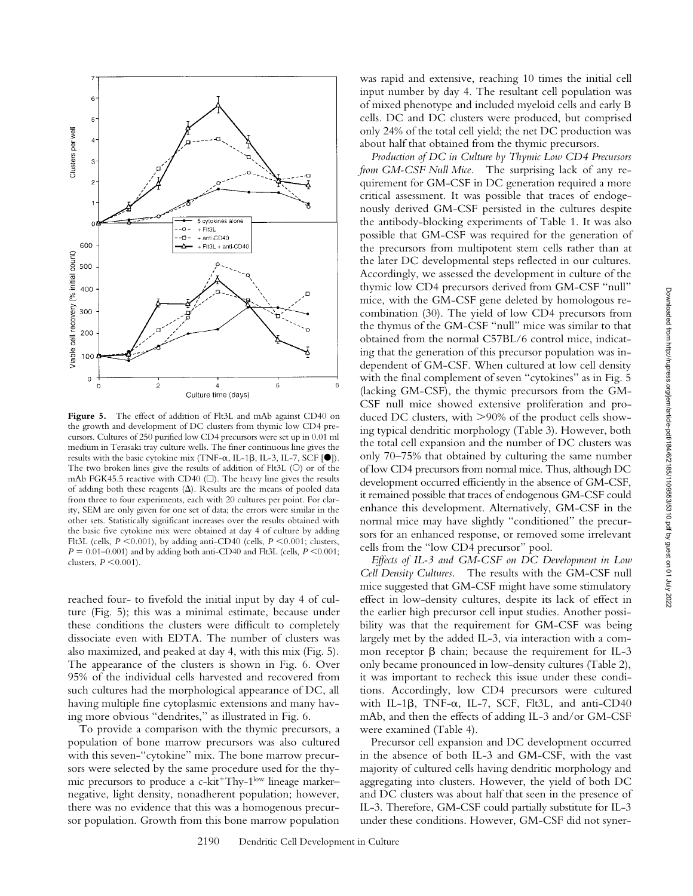**Figure 5.** The effect of addition of Flt3L and mAb against CD40 on the growth and development of DC clusters from thymic low CD4 precursors. Cultures of 250 purified low CD4 precursors were set up in 0.01 ml medium in Terasaki tray culture wells. The finer continuous line gives the results with the basic cytokine mix (TNF-α, IL-1β, IL-3, IL-7, SCF [●]). The two broken lines give the results of addition of Flt3L (○) or of the mAb FGK45.5 reactive with CD40 (□). The heavy line gives the results of adding both these reagents (Δ). Results are the means of pooled data from three to four experiments, each with 20 cultures per point. For clarity, SEM are only given for one set of data; the errors were similar in the other sets. Statistically significant increases over the results obtained with the basic five cytokine mix were obtained at day 4 of culture by adding Flt3L (cells, $P < 0.001$), by adding anti-CD40 (cells, $P < 0.001$; clusters, $P = 0.01–0.001$) and by adding both anti-CD40 and Flt3L (cells, $P < 0.001$; clusters, $P < 0.001$).

reached four- to fivefold the initial input by day 4 of culture (Fig. 5); this was a minimal estimate, because under these conditions the clusters were difficult to completely dissociate even with EDTA. The number of clusters was also maximized, and peaked at day 4, with this mix (Fig. 5). The appearance of the clusters is shown in Fig. 6. Over 95% of the individual cells harvested and recovered from such cultures had the morphological appearance of DC, all having multiple fine cytoplasmic extensions and many having more obvious "dendrites," as illustrated in Fig. 6.

To provide a comparison with the thymic precursors, a population of bone marrow precursors was also cultured with this seven-"cytokine" mix. The bone marrow precursors were selected by the same procedure used for the thymic precursors to produce a c-kit$^+$Thy-1$^{low}$ lineage marker–negative, light density, nonadherent population; however, there was no evidence that this was a homogenous precursor population. Growth from this bone marrow population was rapid and extensive, reaching 10 times the initial cell input number by day 4. The resultant cell population was of mixed phenotype and included myeloid cells and early B cells. DC and DC clusters were produced, but comprised only 24% of the total cell yield; the net DC production was about half that obtained from the thymic precursors.

*Production of DC in Culture by Thymic Low CD4 Precursors from GM-CSF Null Mice.* The surprising lack of any requirement for GM-CSF in DC generation required a more critical assessment. It was possible that traces of endogenously derived GM-CSF persisted in the cultures despite the antibody-blocking experiments of Table 1. It was also possible that GM-CSF was required for the generation of the precursors from multipotent stem cells rather than at the later DC developmental steps reflected in our cultures. Accordingly, we assessed the development in culture of the thymic low CD4 precursors derived from GM-CSF "null" mice, with the GM-CSF gene deleted by homologous recombination (30). The yield of low CD4 precursors from the thymus of the GM-CSF "null" mice was similar to that obtained from the normal C57BL/6 control mice, indicating that the generation of this precursor population was independent of GM-CSF. When cultured at low cell density with the final complement of seven "cytokines" as in Fig. 5 (lacking GM-CSF), the thymic precursors from the GM-CSF null mice showed extensive proliferation and produced DC clusters, with >90% of the product cells showing typical dendritic morphology (Table 3). However, both the total cell expansion and the number of DC clusters was only 70–75% that obtained by culturing the same number of low CD4 precursors from normal mice. Thus, although DC development occurred efficiently in the absence of GM-CSF, it remained possible that traces of endogenous GM-CSF could enhance this development. Alternatively, GM-CSF in the normal mice may have slightly "conditioned" the precursors for an enhanced response, or removed some irrelevant cells from the "low CD4 precursor" pool.

*Effects of IL-3 and GM-CSF on DC Development in Low Cell Density Cultures.* The results with the GM-CSF null mice suggested that GM-CSF might have some stimulatory effect in low-density cultures, despite its lack of effect in the earlier high precursor cell input studies. Another possibility was that the requirement for GM-CSF was being largely met by the added IL-3, via interaction with a common receptor β chain; because the requirement for IL-3 only became pronounced in low-density cultures (Table 2), it was important to recheck this issue under these conditions. Accordingly, low CD4 precursors were cultured with IL-1β, TNF-α, IL-7, SCF, Flt3L, and anti-CD40 mAb, and then the effects of adding IL-3 and/or GM-CSF were examined (Table 4).

Precursor cell expansion and DC development occurred in the absence of both IL-3 and GM-CSF, with the vast majority of cultured cells having dendritic morphology and aggregating into clusters. However, the yield of both DC and DC clusters was about half that seen in the presence of IL-3. Therefore, GM-CSF could partially substitute for IL-3 under these conditions. However, GM-CSF did not syner-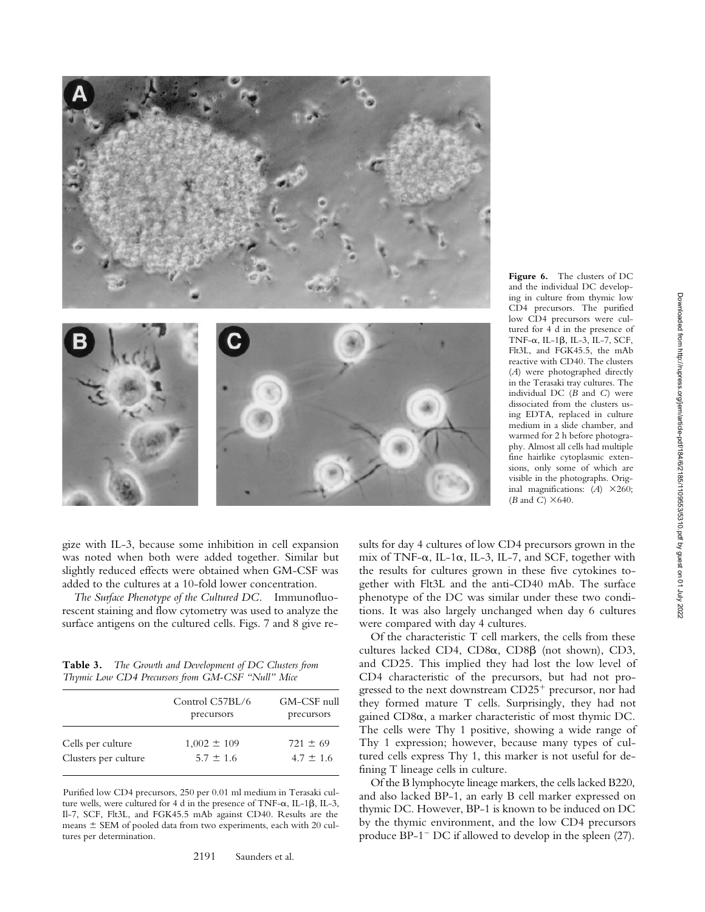**Figure 6.** The clusters of DC and the individual DC developing in culture from thymic low CD4 precursors. The purified low CD4 precursors were cultured for 4 d in the presence of TNF-α, IL-1β, IL-3, IL-7, SCF, Flt3L, and FGK45.5, the mAb reactive with CD40. The clusters (*A*) were photographed directly in the Terasaki tray cultures. The individual DC (*B* and *C*) were dissociated from the clusters using EDTA, replaced in culture medium in a slide chamber, and warmed for 2 h before photography. Almost all cells had multiple fine hairlike cytoplasmic extensions, only some of which are visible in the photographs. Original magnifications: (*A*) ×260; (*B* and *C*) ×640.

gize with IL-3, because some inhibition in cell expansion was noted when both were added together. Similar but slightly reduced effects were obtained when GM-CSF was added to the cultures at a 10-fold lower concentration.

*The Surface Phenotype of the Cultured DC.* Immunofluorescent staining and flow cytometry was used to analyze the surface antigens on the cultured cells. Figs. 7 and 8 give results for day 4 cultures of low CD4 precursors grown in the mix of TNF-α, IL-1α, IL-3, IL-7, and SCF, together with the results for cultures grown in these five cytokines together with Flt3L and the anti-CD40 mAb. The surface phenotype of the DC was similar under these two conditions. It was also largely unchanged when day 6 cultures were compared with day 4 cultures.

**Table 3.** *The Growth and Development of DC Clusters from Thymic Low CD4 Precursors from GM-CSF "Null" Mice*

| | Control C57BL/6 precursors | GM-CSF null precursors |
|---|---|---|
| Cells per culture | 1,002 ± 109 | 721 ± 69 |
| Clusters per culture | 5.7 ± 1.6 | 4.7 ± 1.6 |

Purified low CD4 precursors, 250 per 0.01 ml medium in Terasaki culture wells, were cultured for 4 d in the presence of TNF-α, IL-1β, IL-3, Il-7, SCF, Flt3L, and FGK45.5 mAb against CD40. Results are the means ± SEM of pooled data from two experiments, each with 20 cultures per determination.

Of the characteristic T cell markers, the cells from these cultures lacked CD4, CD8α, CD8β (not shown), CD3, and CD25. This implied they had lost the low level of CD4 characteristic of the precursors, but had not progressed to the next downstream $CD25^+$ precursor, nor had they formed mature T cells. Surprisingly, they had not gained CD8α, a marker characteristic of most thymic DC. The cells were Thy 1 positive, showing a wide range of Thy 1 expression; however, because many types of cultured cells express Thy 1, this marker is not useful for defining T lineage cells in culture.

Of the B lymphocyte lineage markers, the cells lacked B220, and also lacked BP-1, an early B cell marker expressed on thymic DC. However, BP-1 is known to be induced on DC by the thymic environment, and the low CD4 precursors produce $BP\text{-}1^-$ DC if allowed to develop in the spleen (27).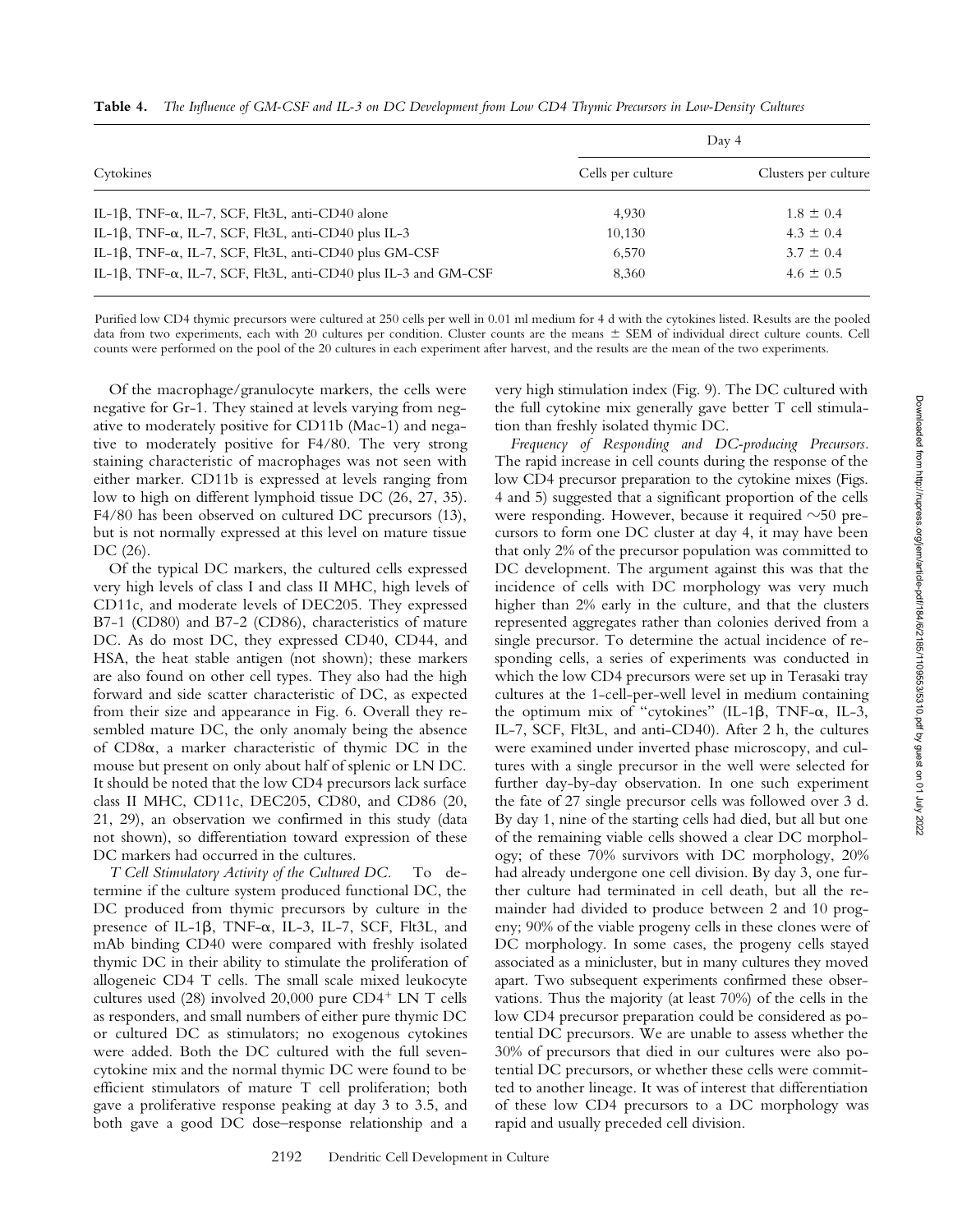**Table 4.** *The Influence of GM-CSF and IL-3 on DC Development from Low CD4 Thymic Precursors in Low-Density Cultures*

| Cytokines | Day 4 | |
|---|---|---|
| | Cells per culture | Clusters per culture |
| IL-1β, TNF-α, IL-7, SCF, Flt3L, anti-CD40 alone | 4,930 | 1.8 ± 0.4 |
| IL-1β, TNF-α, IL-7, SCF, Flt3L, anti-CD40 plus IL-3 | 10,130 | 4.3 ± 0.4 |
| IL-1β, TNF-α, IL-7, SCF, Flt3L, anti-CD40 plus GM-CSF | 6,570 | 3.7 ± 0.4 |
| IL-1β, TNF-α, IL-7, SCF, Flt3L, anti-CD40 plus IL-3 and GM-CSF | 8,360 | 4.6 ± 0.5 |

Purified low CD4 thymic precursors were cultured at 250 cells per well in 0.01 ml medium for 4 d with the cytokines listed. Results are the pooled data from two experiments, each with 20 cultures per condition. Cluster counts are the means ± SEM of individual direct culture counts. Cell counts were performed on the pool of the 20 cultures in each experiment after harvest, and the results are the mean of the two experiments.

Of the macrophage/granulocyte markers, the cells were negative for Gr-1. They stained at levels varying from negative to moderately positive for CD11b (Mac-1) and negative to moderately positive for F4/80. The very strong staining characteristic of macrophages was not seen with either marker. CD11b is expressed at levels ranging from low to high on different lymphoid tissue DC (26, 27, 35). F4/80 has been observed on cultured DC precursors (13), but is not normally expressed at this level on mature tissue DC (26).

Of the typical DC markers, the cultured cells expressed very high levels of class I and class II MHC, high levels of CD11c, and moderate levels of DEC205. They expressed B7-1 (CD80) and B7-2 (CD86), characteristics of mature DC. As do most DC, they expressed CD40, CD44, and HSA, the heat stable antigen (not shown); these markers are also found on other cell types. They also had the high forward and side scatter characteristic of DC, as expected from their size and appearance in Fig. 6. Overall they resembled mature DC, the only anomaly being the absence of CD8α, a marker characteristic of thymic DC in the mouse but present on only about half of splenic or LN DC. It should be noted that the low CD4 precursors lack surface class II MHC, CD11c, DEC205, CD80, and CD86 (20, 21, 29), an observation we confirmed in this study (data not shown), so differentiation toward expression of these DC markers had occurred in the cultures.

*T Cell Stimulatory Activity of the Cultured DC.* To determine if the culture system produced functional DC, the DC produced from thymic precursors by culture in the presence of IL-1β, TNF-α, IL-3, IL-7, SCF, Flt3L, and mAb binding CD40 were compared with freshly isolated thymic DC in their ability to stimulate the proliferation of allogeneic CD4 T cells. The small scale mixed leukocyte cultures used (28) involved 20,000 pure CD4$^+$ LN T cells as responders, and small numbers of either pure thymic DC or cultured DC as stimulators; no exogenous cytokines were added. Both the DC cultured with the full seven-cytokine mix and the normal thymic DC were found to be efficient stimulators of mature T cell proliferation; both gave a proliferative response peaking at day 3 to 3.5, and both gave a good DC dose–response relationship and a very high stimulation index (Fig. 9). The DC cultured with the full cytokine mix generally gave better T cell stimulation than freshly isolated thymic DC.

*Frequency of Responding and DC-producing Precursors.* The rapid increase in cell counts during the response of the low CD4 precursor preparation to the cytokine mixes (Figs. 4 and 5) suggested that a significant proportion of the cells were responding. However, because it required ~50 precursors to form one DC cluster at day 4, it may have been that only 2% of the precursor population was committed to DC development. The argument against this was that the incidence of cells with DC morphology was very much higher than 2% early in the culture, and that the clusters represented aggregates rather than colonies derived from a single precursor. To determine the actual incidence of responding cells, a series of experiments was conducted in which the low CD4 precursors were set up in Terasaki tray cultures at the 1-cell-per-well level in medium containing the optimum mix of "cytokines" (IL-1β, TNF-α, IL-3, IL-7, SCF, Flt3L, and anti-CD40). After 2 h, the cultures were examined under inverted phase microscopy, and cultures with a single precursor in the well were selected for further day-by-day observation. In one such experiment the fate of 27 single precursor cells was followed over 3 d. By day 1, nine of the starting cells had died, but all but one of the remaining viable cells showed a clear DC morphology; of these 70% survivors with DC morphology, 20% had already undergone one cell division. By day 3, one further culture had terminated in cell death, but all the remainder had divided to produce between 2 and 10 progeny; 90% of the viable progeny cells in these clones were of DC morphology. In some cases, the progeny cells stayed associated as a minicluster, but in many cultures they moved apart. Two subsequent experiments confirmed these observations. Thus the majority (at least 70%) of the cells in the low CD4 precursor preparation could be considered as potential DC precursors. We are unable to assess whether the 30% of precursors that died in our cultures were also potential DC precursors, or whether these cells were committed to another lineage. It was of interest that differentiation of these low CD4 precursors to a DC morphology was rapid and usually preceded cell division.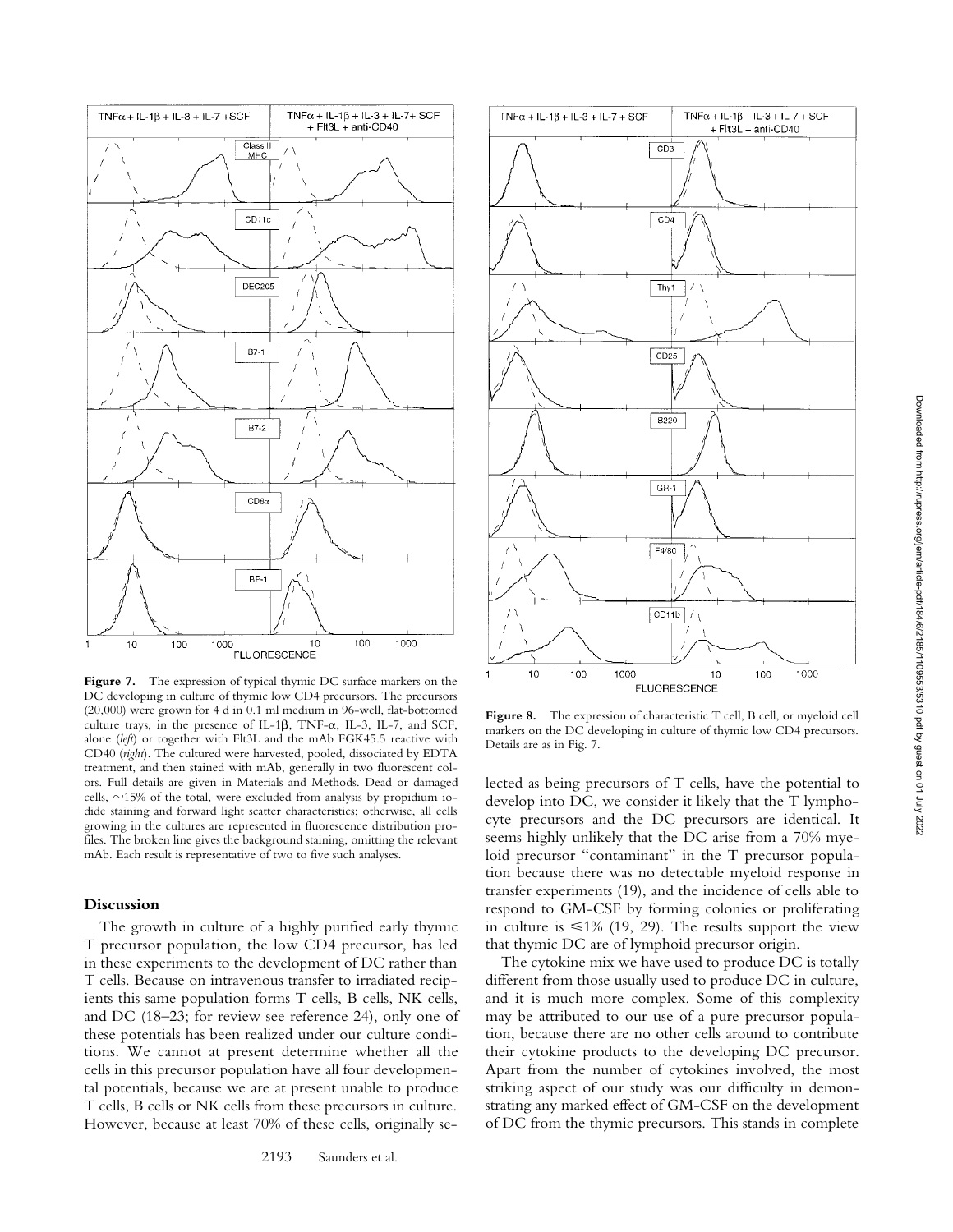**Figure 7.** The expression of typical thymic DC surface markers on the DC developing in culture of thymic low CD4 precursors. The precursors (20,000) were grown for 4 d in 0.1 ml medium in 96-well, flat-bottomed culture trays, in the presence of IL-1β, TNF-α, IL-3, IL-7, and SCF, alone (*left*) or together with Flt3L and the mAb FGK45.5 reactive with CD40 (*right*). The cultured were harvested, pooled, dissociated by EDTA treatment, and then stained with mAb, generally in two fluorescent colors. Full details are given in Materials and Methods. Dead or damaged cells, ~15% of the total, were excluded from analysis by propidium iodide staining and forward light scatter characteristics; otherwise, all cells growing in the cultures are represented in fluorescence distribution profiles. The broken line gives the background staining, omitting the relevant mAb. Each result is representative of two to five such analyses.

**Figure 8.** The expression of characteristic T cell, B cell, or myeloid cell markers on the DC developing in culture of thymic low CD4 precursors. Details are as in Fig. 7.

## Discussion

The growth in culture of a highly purified early thymic T precursor population, the low CD4 precursor, has led in these experiments to the development of DC rather than T cells. Because on intravenous transfer to irradiated recipients this same population forms T cells, B cells, NK cells, and DC (18–23; for review see reference 24), only one of these potentials has been realized under our culture conditions. We cannot at present determine whether all the cells in this precursor population have all four developmental potentials, because we are at present unable to produce T cells, B cells or NK cells from these precursors in culture. However, because at least 70% of these cells, originally selected as being precursors of T cells, have the potential to develop into DC, we consider it likely that the T lymphocyte precursors and the DC precursors are identical. It seems highly unlikely that the DC arise from a 70% myeloid precursor "contaminant" in the T precursor population because there was no detectable myeloid response in transfer experiments (19), and the incidence of cells able to respond to GM-CSF by forming colonies or proliferating in culture is ≤1% (19, 29). The results support the view that thymic DC are of lymphoid precursor origin.

The cytokine mix we have used to produce DC is totally different from those usually used to produce DC in culture, and it is much more complex. Some of this complexity may be attributed to our use of a pure precursor population, because there are no other cells around to contribute their cytokine products to the developing DC precursor. Apart from the number of cytokines involved, the most striking aspect of our study was our difficulty in demonstrating any marked effect of GM-CSF on the development of DC from the thymic precursors. This stands in complete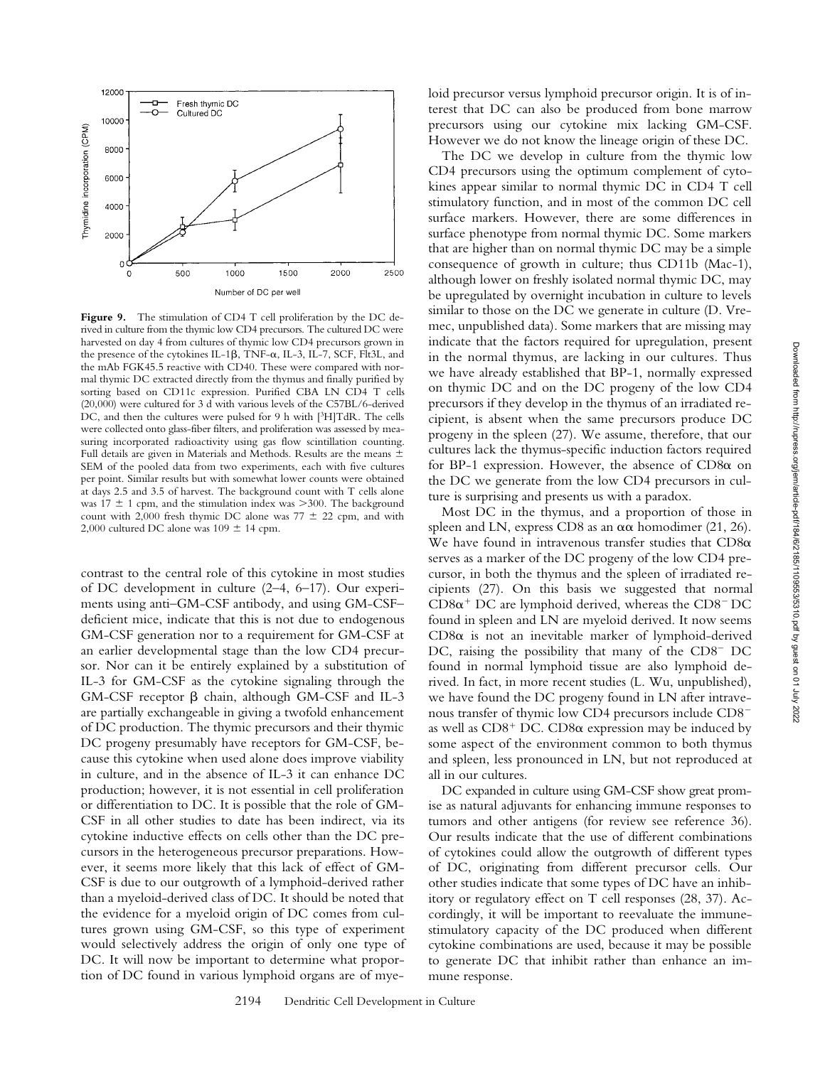**Figure 9.** The stimulation of CD4 T cell proliferation by the DC derived in culture from the thymic low CD4 precursors. The cultured DC were harvested on day 4 from cultures of thymic low CD4 precursors grown in the presence of the cytokines IL-1β, TNF-α, IL-3, IL-7, SCF, Flt3L, and the mAb FGK45.5 reactive with CD40. These were compared with normal thymic DC extracted directly from the thymus and finally purified by sorting based on CD11c expression. Purified CBA LN CD4 T cells (20,000) were cultured for 3 d with various levels of the C57BL/6-derived DC, and then the cultures were pulsed for 9 h with [$^3$H]TdR. The cells were collected onto glass-fiber filters, and proliferation was assessed by measuring incorporated radioactivity using gas flow scintillation counting. Full details are given in Materials and Methods. Results are the means ± SEM of the pooled data from two experiments, each with five cultures per point. Similar results but with somewhat lower counts were obtained at days 2.5 and 3.5 of harvest. The background count with T cells alone was 17 ± 1 cpm, and the stimulation index was >300. The background count with 2,000 fresh thymic DC alone was 77 ± 22 cpm, and with 2,000 cultured DC alone was 109 ± 14 cpm.

contrast to the central role of this cytokine in most studies of DC development in culture (2–4, 6–17). Our experiments using anti–GM-CSF antibody, and using GM-CSF–deficient mice, indicate that this is not due to endogenous GM-CSF generation nor to a requirement for GM-CSF at an earlier developmental stage than the low CD4 precursor. Nor can it be entirely explained by a substitution of IL-3 for GM-CSF as the cytokine signaling through the GM-CSF receptor β chain, although GM-CSF and IL-3 are partially exchangeable in giving a twofold enhancement of DC production. The thymic precursors and their thymic DC progeny presumably have receptors for GM-CSF, because this cytokine when used alone does improve viability in culture, and in the absence of IL-3 it can enhance DC production; however, it is not essential in cell proliferation or differentiation to DC. It is possible that the role of GM-CSF in all other studies to date has been indirect, via its cytokine inductive effects on cells other than the DC precursors in the heterogeneous precursor preparations. However, it seems more likely that this lack of effect of GM-CSF is due to our outgrowth of a lymphoid-derived rather than a myeloid-derived class of DC. It should be noted that the evidence for a myeloid origin of DC comes from cultures grown using GM-CSF, so this type of experiment would selectively address the origin of only one type of DC. It will now be important to determine what proportion of DC found in various lymphoid organs are of myeloid precursor versus lymphoid precursor origin. It is of interest that DC can also be produced from bone marrow precursors using our cytokine mix lacking GM-CSF. However we do not know the lineage origin of these DC.

The DC we develop in culture from the thymic low CD4 precursors using the optimum complement of cytokines appear similar to normal thymic DC in CD4 T cell stimulatory function, and in most of the common DC cell surface markers. However, there are some differences in surface phenotype from normal thymic DC. Some markers that are higher than on normal thymic DC may be a simple consequence of growth in culture; thus CD11b (Mac-1), although lower on freshly isolated normal thymic DC, may be upregulated by overnight incubation in culture to levels similar to those on the DC we generate in culture (D. Vremec, unpublished data). Some markers that are missing may indicate that the factors required for upregulation, present in the normal thymus, are lacking in our cultures. Thus we have already established that BP-1, normally expressed on thymic DC and on the DC progeny of the low CD4 precursors if they develop in the thymus of an irradiated recipient, is absent when the same precursors produce DC progeny in the spleen (27). We assume, therefore, that our cultures lack the thymus-specific induction factors required for BP-1 expression. However, the absence of CD8α on the DC we generate from the low CD4 precursors in culture is surprising and presents us with a paradox.

Most DC in the thymus, and a proportion of those in spleen and LN, express CD8 as an αα homodimer (21, 26). We have found in intravenous transfer studies that CD8α serves as a marker of the DC progeny of the low CD4 precursor, in both the thymus and the spleen of irradiated recipients (27). On this basis we suggested that normal CD8α$^+$ DC are lymphoid derived, whereas the CD8$^-$ DC found in spleen and LN are myeloid derived. It now seems CD8α is not an inevitable marker of lymphoid-derived DC, raising the possibility that many of the CD8$^-$ DC found in normal lymphoid tissue are also lymphoid derived. In fact, in more recent studies (L. Wu, unpublished), we have found the DC progeny found in LN after intravenous transfer of thymic low CD4 precursors include CD8$^-$ as well as CD8$^+$ DC. CD8α expression may be induced by some aspect of the environment common to both thymus and spleen, less pronounced in LN, but not reproduced at all in our cultures.

DC expanded in culture using GM-CSF show great promise as natural adjuvants for enhancing immune responses to tumors and other antigens (for review see reference 36). Our results indicate that the use of different combinations of cytokines could allow the outgrowth of different types of DC, originating from different precursor cells. Our other studies indicate that some types of DC have an inhibitory or regulatory effect on T cell responses (28, 37). Accordingly, it will be important to reevaluate the immune-stimulatory capacity of the DC produced when different cytokine combinations are used, because it may be possible to generate DC that inhibit rather than enhance an immune response.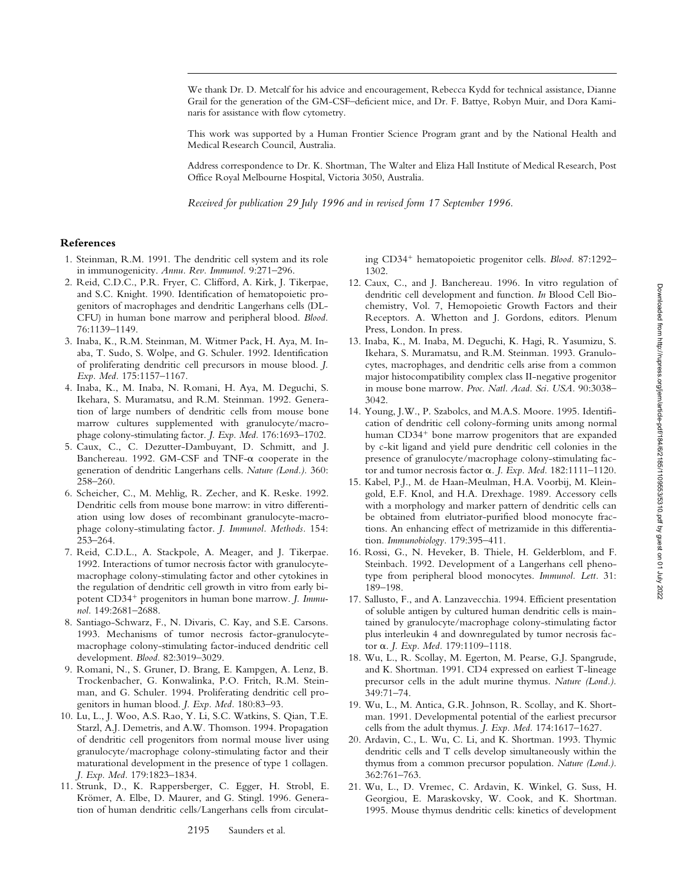We thank Dr. D. Metcalf for his advice and encouragement, Rebecca Kydd for technical assistance, Dianne Grail for the generation of the GM-CSF–deficient mice, and Dr. F. Battye, Robyn Muir, and Dora Kaminaris for assistance with flow cytometry.

This work was supported by a Human Frontier Science Program grant and by the National Health and Medical Research Council, Australia.

Address correspondence to Dr. K. Shortman, The Walter and Eliza Hall Institute of Medical Research, Post Office Royal Melbourne Hospital, Victoria 3050, Australia.

*Received for publication 29 July 1996 and in revised form 17 September 1996.*

## References

1. Steinman, R.M. 1991. The dendritic cell system and its role in immunogenicity. *Annu. Rev. Immunol.* 9:271–296.
2. Reid, C.D.C., P.R. Fryer, C. Clifford, A. Kirk, J. Tikerpae, and S.C. Knight. 1990. Identification of hematopoietic progenitors of macrophages and dendritic Langerhans cells (DL-CFU) in human bone marrow and peripheral blood. *Blood.* 76:1139–1149.
3. Inaba, K., R.M. Steinman, M. Witmer Pack, H. Aya, M. Inaba, T. Sudo, S. Wolpe, and G. Schuler. 1992. Identification of proliferating dendritic cell precursors in mouse blood. *J. Exp. Med.* 175:1157–1167.
4. Inaba, K., M. Inaba, N. Romani, H. Aya, M. Deguchi, S. Ikehara, S. Muramatsu, and R.M. Steinman. 1992. Generation of large numbers of dendritic cells from mouse bone marrow cultures supplemented with granulocyte/macrophage colony-stimulating factor. *J. Exp. Med.* 176:1693–1702.
5. Caux, C., C. Dezutter-Dambuyant, D. Schmitt, and J. Banchereau. 1992. GM-CSF and TNF-α cooperate in the generation of dendritic Langerhans cells. *Nature (Lond.).* 360: 258–260.
6. Scheicher, C., M. Mehlig, R. Zecher, and K. Reske. 1992. Dendritic cells from mouse bone marrow: in vitro differentiation using low doses of recombinant granulocyte-macrophage colony-stimulating factor. *J. Immunol. Methods.* 154: 253–264.
7. Reid, C.D.L., A. Stackpole, A. Meager, and J. Tikerpae. 1992. Interactions of tumor necrosis factor with granulocyte-macrophage colony-stimulating factor and other cytokines in the regulation of dendritic cell growth in vitro from early bipotent CD34$^+$ progenitors in human bone marrow. *J. Immunol.* 149:2681–2688.
8. Santiago-Schwarz, F., N. Divaris, C. Kay, and S.E. Carsons. 1993. Mechanisms of tumor necrosis factor-granulocyte-macrophage colony-stimulating factor-induced dendritic cell development. *Blood.* 82:3019–3029.
9. Romani, N., S. Gruner, D. Brang, E. Kampgen, A. Lenz, B. Trockenbacher, G. Konwalinka, P.O. Fritch, R.M. Steinman, and G. Schuler. 1994. Proliferating dendritic cell progenitors in human blood. *J. Exp. Med.* 180:83–93.
10. Lu, L., J. Woo, A.S. Rao, Y. Li, S.C. Watkins, S. Qian, T.E. Starzl, A.J. Demetris, and A.W. Thomson. 1994. Propagation of dendritic cell progenitors from normal mouse liver using granulocyte/macrophage colony-stimulating factor and their maturational development in the presence of type 1 collagen. *J. Exp. Med.* 179:1823–1834.
11. Strunk, D., K. Rappersberger, C. Egger, H. Strobl, E. Krömer, A. Elbe, D. Maurer, and G. Stingl. 1996. Generation of human dendritic cells/Langerhans cells from circulating CD34$^+$ hematopoietic progenitor cells. *Blood.* 87:1292–1302.
12. Caux, C., and J. Banchereau. 1996. In vitro regulation of dendritic cell development and function. *In* Blood Cell Biochemistry, Vol. 7, Hemopoietic Growth Factors and their Receptors. A. Whetton and J. Gordons, editors. Plenum Press, London. In press.
13. Inaba, K., M. Inaba, M. Deguchi, K. Hagi, R. Yasumizu, S. Ikehara, S. Muramatsu, and R.M. Steinman. 1993. Granulocytes, macrophages, and dendritic cells arise from a common major histocompatibility complex class II-negative progenitor in mouse bone marrow. *Proc. Natl. Acad. Sci. USA.* 90:3038–3042.
14. Young, J.W., P. Szabolcs, and M.A.S. Moore. 1995. Identification of dendritic cell colony-forming units among normal human CD34$^+$ bone marrow progenitors that are expanded by c-kit ligand and yield pure dendritic cell colonies in the presence of granulocyte/macrophage colony-stimulating factor and tumor necrosis factor α. *J. Exp. Med.* 182:1111–1120.
15. Kabel, P.J., M. de Haan-Meulman, H.A. Voorbij, M. Kleingold, E.F. Knol, and H.A. Drexhage. 1989. Accessory cells with a morphology and marker pattern of dendritic cells can be obtained from elutriator-purified blood monocyte fractions. An enhancing effect of metrizamide in this differentiation. *Immunobiology.* 179:395–411.
16. Rossi, G., N. Heveker, B. Thiele, H. Gelderblom, and F. Steinbach. 1992. Development of a Langerhans cell phenotype from peripheral blood monocytes. *Immunol. Lett.* 31: 189–198.
17. Sallusto, F., and A. Lanzavecchia. 1994. Efficient presentation of soluble antigen by cultured human dendritic cells is maintained by granulocyte/macrophage colony-stimulating factor plus interleukin 4 and downregulated by tumor necrosis factor α. *J. Exp. Med.* 179:1109–1118.
18. Wu, L., R. Scollay, M. Egerton, M. Pearse, G.J. Spangrude, and K. Shortman. 1991. CD4 expressed on earliest T-lineage precursor cells in the adult murine thymus. *Nature (Lond.).* 349:71–74.
19. Wu, L., M. Antica, G.R. Johnson, R. Scollay, and K. Shortman. 1991. Developmental potential of the earliest precursor cells from the adult thymus. *J. Exp. Med.* 174:1617–1627.
20. Ardavin, C., L. Wu, C. Li, and K. Shortman. 1993. Thymic dendritic cells and T cells develop simultaneously within the thymus from a common precursor population. *Nature (Lond.).* 362:761–763.
21. Wu, L., D. Vremec, C. Ardavin, K. Winkel, G. Suss, H. Georgiou, E. Maraskovsky, W. Cook, and K. Shortman. 1995. Mouse thymus dendritic cells: kinetics of development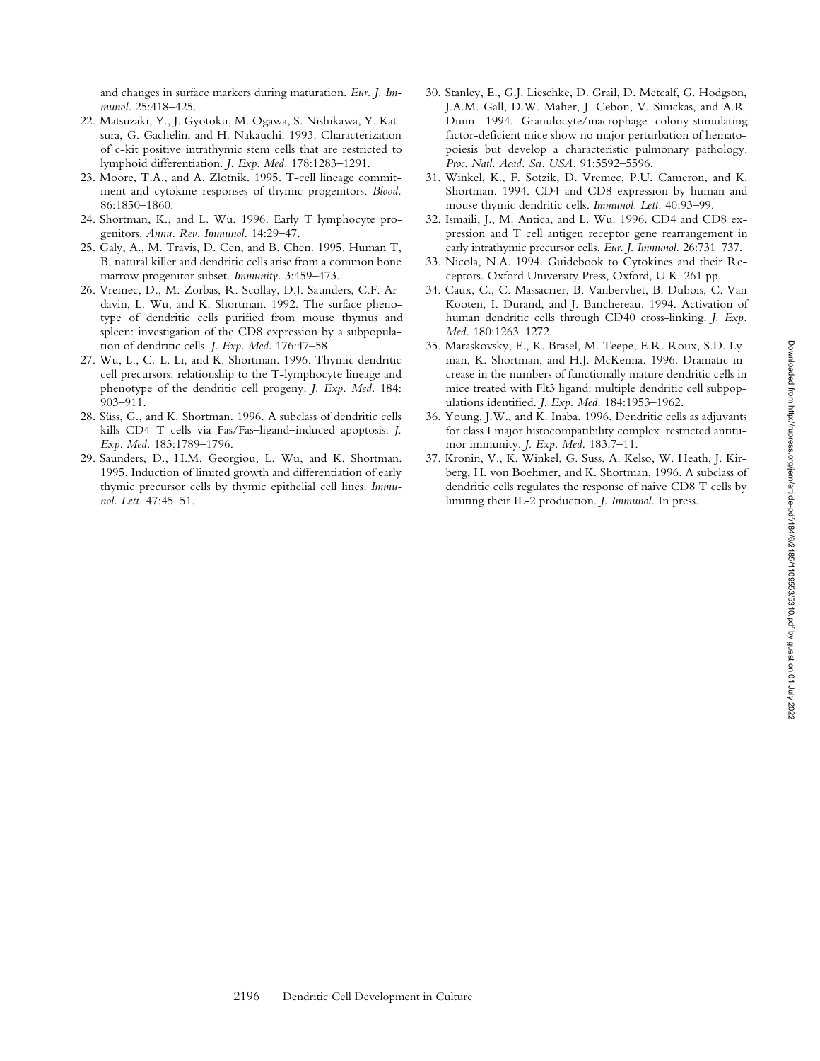and changes in surface markers during maturation. *Eur. J. Immunol.* 25:418–425.

22. Matsuzaki, Y., J. Gyotoku, M. Ogawa, S. Nishikawa, Y. Katsura, G. Gachelin, and H. Nakauchi. 1993. Characterization of c-kit positive intrathymic stem cells that are restricted to lymphoid differentiation. *J. Exp. Med.* 178:1283–1291.
23. Moore, T.A., and A. Zlotnik. 1995. T-cell lineage commitment and cytokine responses of thymic progenitors. *Blood.* 86:1850–1860.
24. Shortman, K., and L. Wu. 1996. Early T lymphocyte progenitors. *Annu. Rev. Immunol.* 14:29–47.
25. Galy, A., M. Travis, D. Cen, and B. Chen. 1995. Human T, B, natural killer and dendritic cells arise from a common bone marrow progenitor subset. *Immunity.* 3:459–473.
26. Vremec, D., M. Zorbas, R. Scollay, D.J. Saunders, C.F. Ardavin, L. Wu, and K. Shortman. 1992. The surface phenotype of dendritic cells purified from mouse thymus and spleen: investigation of the CD8 expression by a subpopulation of dendritic cells. *J. Exp. Med.* 176:47–58.
27. Wu, L., C.-L. Li, and K. Shortman. 1996. Thymic dendritic cell precursors: relationship to the T-lymphocyte lineage and phenotype of the dendritic cell progeny. *J. Exp. Med.* 184: 903–911.
28. Süss, G., and K. Shortman. 1996. A subclass of dendritic cells kills CD4 T cells via Fas/Fas–ligand–induced apoptosis. *J. Exp. Med.* 183:1789–1796.
29. Saunders, D., H.M. Georgiou, L. Wu, and K. Shortman. 1995. Induction of limited growth and differentiation of early thymic precursor cells by thymic epithelial cell lines. *Immunol. Lett.* 47:45–51.
30. Stanley, E., G.J. Lieschke, D. Grail, D. Metcalf, G. Hodgson, J.A.M. Gall, D.W. Maher, J. Cebon, V. Sinickas, and A.R. Dunn. 1994. Granulocyte/macrophage colony-stimulating factor-deficient mice show no major perturbation of hematopoiesis but develop a characteristic pulmonary pathology. *Proc. Natl. Acad. Sci. USA.* 91:5592–5596.
31. Winkel, K., F. Sotzik, D. Vremec, P.U. Cameron, and K. Shortman. 1994. CD4 and CD8 expression by human and mouse thymic dendritic cells. *Immunol. Lett.* 40:93–99.
32. Ismaili, J., M. Antica, and L. Wu. 1996. CD4 and CD8 expression and T cell antigen receptor gene rearrangement in early intrathymic precursor cells. *Eur. J. Immunol.* 26:731–737.
33. Nicola, N.A. 1994. Guidebook to Cytokines and their Receptors. Oxford University Press, Oxford, U.K. 261 pp.
34. Caux, C., C. Massacrier, B. Vanbervliet, B. Dubois, C. Van Kooten, I. Durand, and J. Banchereau. 1994. Activation of human dendritic cells through CD40 cross-linking. *J. Exp. Med.* 180:1263–1272.
35. Maraskovsky, E., K. Brasel, M. Teepe, E.R. Roux, S.D. Lyman, K. Shortman, and H.J. McKenna. 1996. Dramatic increase in the numbers of functionally mature dendritic cells in mice treated with Flt3 ligand: multiple dendritic cell subpopulations identified. *J. Exp. Med.* 184:1953–1962.
36. Young, J.W., and K. Inaba. 1996. Dendritic cells as adjuvants for class I major histocompatibility complex–restricted antitumor immunity. *J. Exp. Med.* 183:7–11.
37. Kronin, V., K. Winkel, G. Suss, A. Kelso, W. Heath, J. Kirberg, H. von Boehmer, and K. Shortman. 1996. A subclass of dendritic cells regulates the response of naive CD8 T cells by limiting their IL-2 production. *J. Immunol.* In press.